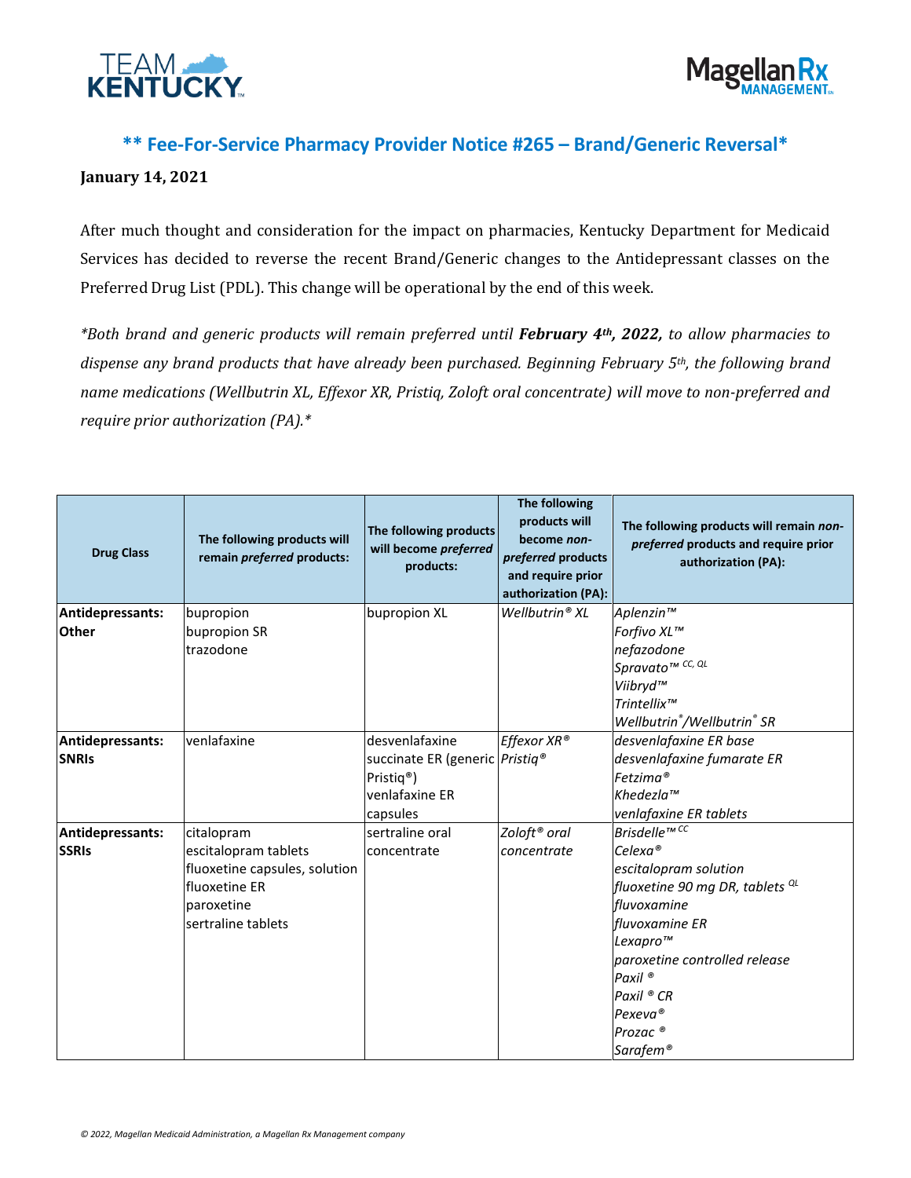## ** Fee-For-Service Pharmacy Provider Notice #265 – Brand/Generic Reversal*

**January 14, 2021**

After much thought and consideration for the impact on pharmacies, Kentucky Department for Medicaid Services has decided to reverse the recent Brand/Generic changes to the Antidepressant classes on the Preferred Drug List (PDL). This change will be operational by the end of this week.

*\*Both brand and generic products will remain preferred until **February 4th, 2022,** to allow pharmacies to dispense any brand products that have already been purchased. Beginning February 5th, the following brand name medications (Wellbutrin XL, Effexor XR, Pristiq, Zoloft oral concentrate) will move to non-preferred and require prior authorization (PA).\**

| Drug Class | The following products will remain *preferred* products: | The following products will become *preferred* products: | The following products will become *non-preferred* products and require prior authorization (PA): | The following products will remain *non-preferred* products and require prior authorization (PA): |
|---|---|---|---|---|
| **Antidepressants: Other** | bupropion<br>bupropion SR<br>trazodone | bupropion XL | *Wellbutrin® XL* | *Aplenzin™*<br>*Forfivo XL™*<br>*nefazodone*<br>*Spravato™ CC, QL*<br>*Viibryd™*<br>*Trintellix™*<br>*Wellbutrin®/Wellbutrin® SR* |
| **Antidepressants: SNRIs** | venlafaxine | desvenlafaxine succinate ER (generic Pristiq®)<br>venlafaxine ER capsules | *Effexor XR®*<br>*Pristiq®* | *desvenlafaxine ER base*<br>*desvenlafaxine fumarate ER*<br>*Fetzima®*<br>*Khedezla™*<br>*venlafaxine ER tablets* |
| **Antidepressants: SSRIs** | citalopram<br>escitalopram tablets<br>fluoxetine capsules, solution<br>fluoxetine ER<br>paroxetine<br>sertraline tablets | sertraline oral concentrate | *Zoloft® oral concentrate* | *Brisdelle™ CC*<br>*Celexa®*<br>*escitalopram solution*<br>*fluoxetine 90 mg DR, tablets QL*<br>*fluvoxamine*<br>*fluvoxamine ER*<br>*Lexapro™*<br>*paroxetine controlled release*<br>*Paxil ®*<br>*Paxil ® CR*<br>*Pexeva®*<br>*Prozac ®*<br>*Sarafem®* |

*© 2022, Magellan Medicaid Administration, a Magellan Rx Management company*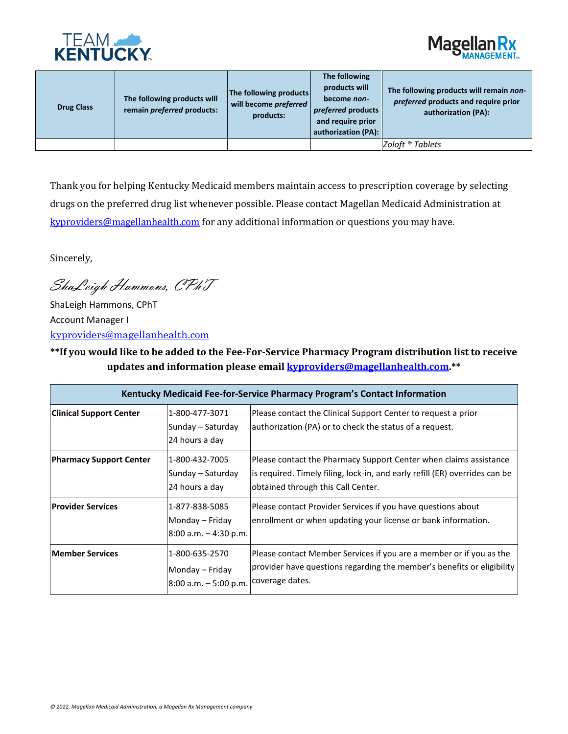| Drug Class | The following products will remain *preferred* products: | The following products will become *preferred* products: | The following products will become *non-preferred* products and require prior authorization (PA): | The following products will remain *non-preferred* products and require prior authorization (PA): |
|---|---|---|---|---|
| | | | | *Zoloft ® Tablets* |

Thank you for helping Kentucky Medicaid members maintain access to prescription coverage by selecting drugs on the preferred drug list whenever possible. Please contact Magellan Medicaid Administration at kyproviders@magellanhealth.com for any additional information or questions you may have.

Sincerely,

*ShaLeigh Hammons, CPhT*

ShaLeigh Hammons, CPhT
Account Manager I
kyproviders@magellanhealth.com

**\*\*If you would like to be added to the Fee-For-Service Pharmacy Program distribution list to receive updates and information please email kyproviders@magellanhealth.com.\*\***

| Kentucky Medicaid Fee-for-Service Pharmacy Program's Contact Information | | |
|---|---|---|
| **Clinical Support Center** | 1-800-477-3071<br>Sunday – Saturday<br>24 hours a day | Please contact the Clinical Support Center to request a prior authorization (PA) or to check the status of a request. |
| **Pharmacy Support Center** | 1-800-432-7005<br>Sunday – Saturday<br>24 hours a day | Please contact the Pharmacy Support Center when claims assistance is required. Timely filing, lock-in, and early refill (ER) overrides can be obtained through this Call Center. |
| **Provider Services** | 1-877-838-5085<br>Monday – Friday<br>8:00 a.m. – 4:30 p.m. | Please contact Provider Services if you have questions about enrollment or when updating your license or bank information. |
| **Member Services** | 1-800-635-2570<br>Monday – Friday<br>8:00 a.m. – 5:00 p.m. | Please contact Member Services if you are a member or if you as the provider have questions regarding the member's benefits or eligibility coverage dates. |

*© 2022, Magellan Medicaid Administration, a Magellan Rx Management company*